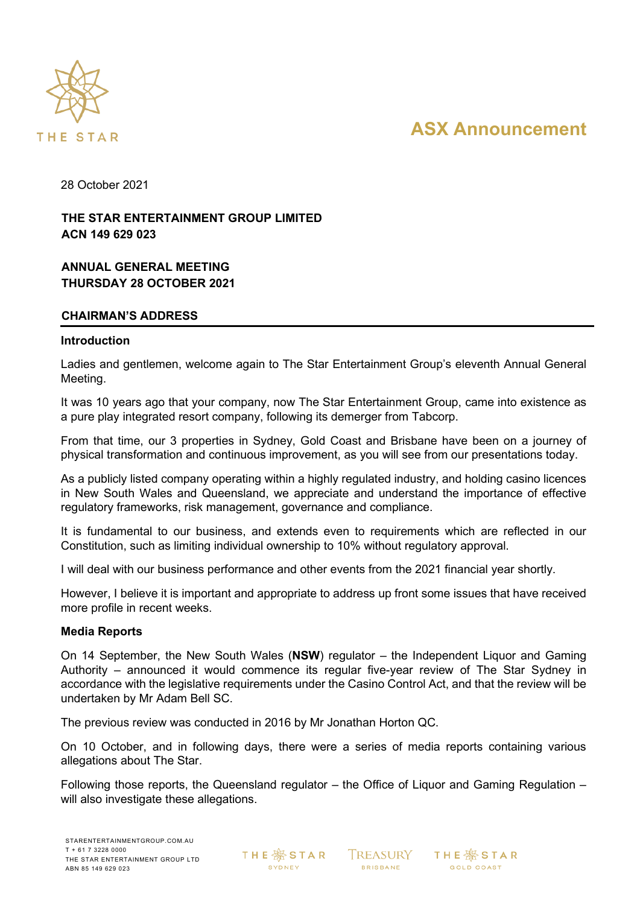# ASX Announcement

28 October 2021

**THE STAR ENTERTAINMENT GROUP LIMITED**
**ACN 149 629 023**

**ANNUAL GENERAL MEETING**
**THURSDAY 28 OCTOBER 2021**

## CHAIRMAN'S ADDRESS

### Introduction

Ladies and gentlemen, welcome again to The Star Entertainment Group's eleventh Annual General Meeting.

It was 10 years ago that your company, now The Star Entertainment Group, came into existence as a pure play integrated resort company, following its demerger from Tabcorp.

From that time, our 3 properties in Sydney, Gold Coast and Brisbane have been on a journey of physical transformation and continuous improvement, as you will see from our presentations today.

As a publicly listed company operating within a highly regulated industry, and holding casino licences in New South Wales and Queensland, we appreciate and understand the importance of effective regulatory frameworks, risk management, governance and compliance.

It is fundamental to our business, and extends even to requirements which are reflected in our Constitution, such as limiting individual ownership to 10% without regulatory approval.

I will deal with our business performance and other events from the 2021 financial year shortly.

However, I believe it is important and appropriate to address up front some issues that have received more profile in recent weeks.

### Media Reports

On 14 September, the New South Wales (**NSW**) regulator – the Independent Liquor and Gaming Authority – announced it would commence its regular five-year review of The Star Sydney in accordance with the legislative requirements under the Casino Control Act, and that the review will be undertaken by Mr Adam Bell SC.

The previous review was conducted in 2016 by Mr Jonathan Horton QC.

On 10 October, and in following days, there were a series of media reports containing various allegations about The Star.

Following those reports, the Queensland regulator – the Office of Liquor and Gaming Regulation – will also investigate these allegations.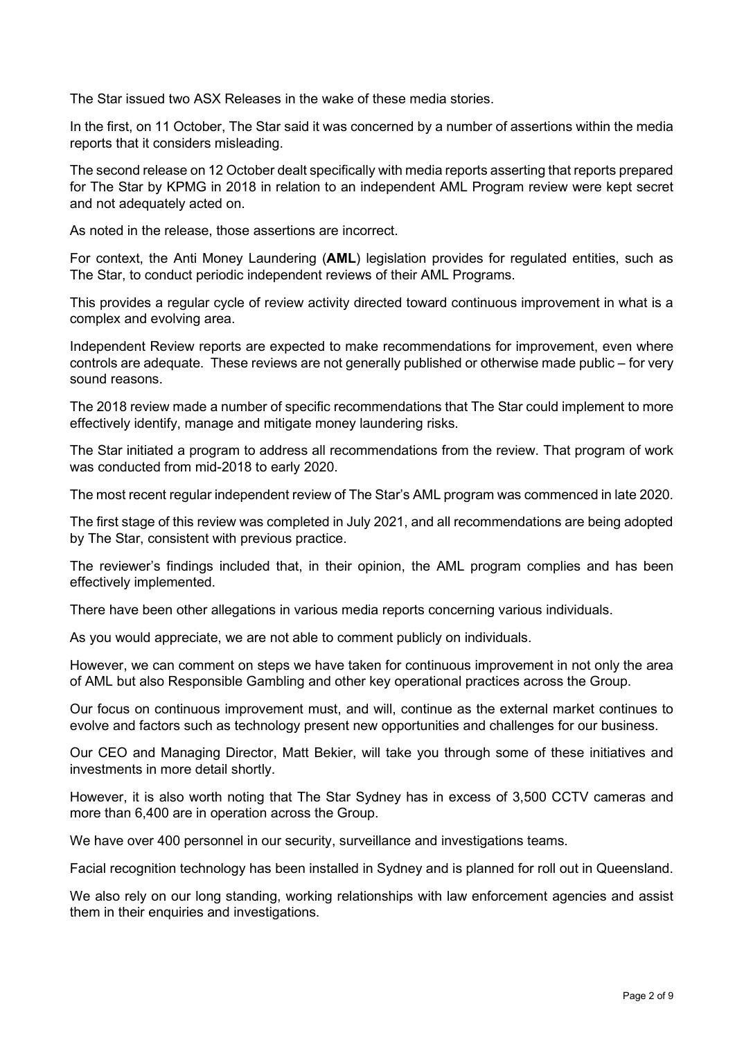The Star issued two ASX Releases in the wake of these media stories.

In the first, on 11 October, The Star said it was concerned by a number of assertions within the media reports that it considers misleading.

The second release on 12 October dealt specifically with media reports asserting that reports prepared for The Star by KPMG in 2018 in relation to an independent AML Program review were kept secret and not adequately acted on.

As noted in the release, those assertions are incorrect.

For context, the Anti Money Laundering (**AML**) legislation provides for regulated entities, such as The Star, to conduct periodic independent reviews of their AML Programs.

This provides a regular cycle of review activity directed toward continuous improvement in what is a complex and evolving area.

Independent Review reports are expected to make recommendations for improvement, even where controls are adequate. These reviews are not generally published or otherwise made public – for very sound reasons.

The 2018 review made a number of specific recommendations that The Star could implement to more effectively identify, manage and mitigate money laundering risks.

The Star initiated a program to address all recommendations from the review. That program of work was conducted from mid-2018 to early 2020.

The most recent regular independent review of The Star's AML program was commenced in late 2020.

The first stage of this review was completed in July 2021, and all recommendations are being adopted by The Star, consistent with previous practice.

The reviewer's findings included that, in their opinion, the AML program complies and has been effectively implemented.

There have been other allegations in various media reports concerning various individuals.

As you would appreciate, we are not able to comment publicly on individuals.

However, we can comment on steps we have taken for continuous improvement in not only the area of AML but also Responsible Gambling and other key operational practices across the Group.

Our focus on continuous improvement must, and will, continue as the external market continues to evolve and factors such as technology present new opportunities and challenges for our business.

Our CEO and Managing Director, Matt Bekier, will take you through some of these initiatives and investments in more detail shortly.

However, it is also worth noting that The Star Sydney has in excess of 3,500 CCTV cameras and more than 6,400 are in operation across the Group.

We have over 400 personnel in our security, surveillance and investigations teams.

Facial recognition technology has been installed in Sydney and is planned for roll out in Queensland.

We also rely on our long standing, working relationships with law enforcement agencies and assist them in their enquiries and investigations.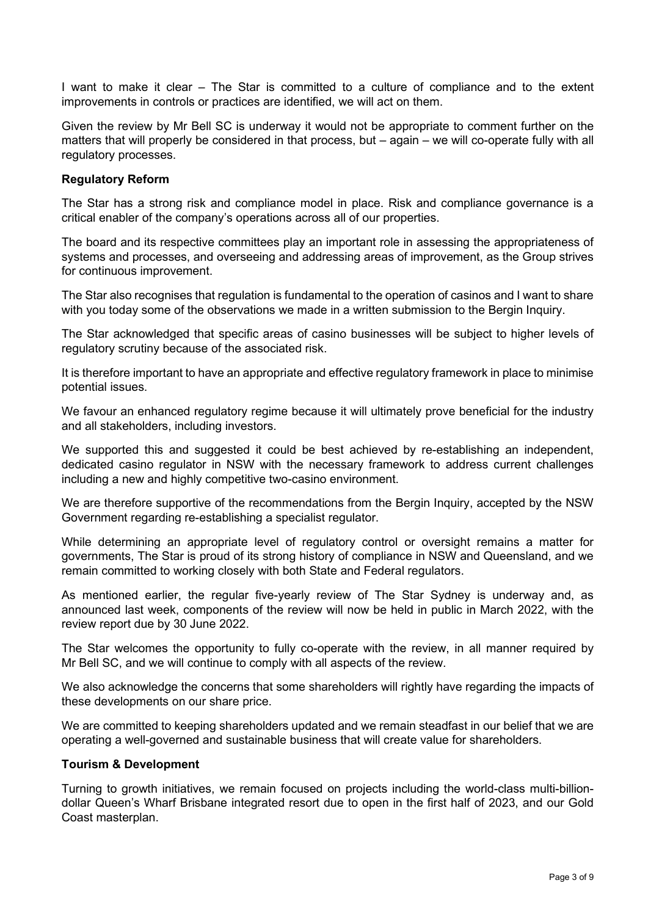I want to make it clear – The Star is committed to a culture of compliance and to the extent improvements in controls or practices are identified, we will act on them.

Given the review by Mr Bell SC is underway it would not be appropriate to comment further on the matters that will properly be considered in that process, but – again – we will co-operate fully with all regulatory processes.

**Regulatory Reform**

The Star has a strong risk and compliance model in place. Risk and compliance governance is a critical enabler of the company's operations across all of our properties.

The board and its respective committees play an important role in assessing the appropriateness of systems and processes, and overseeing and addressing areas of improvement, as the Group strives for continuous improvement.

The Star also recognises that regulation is fundamental to the operation of casinos and I want to share with you today some of the observations we made in a written submission to the Bergin Inquiry.

The Star acknowledged that specific areas of casino businesses will be subject to higher levels of regulatory scrutiny because of the associated risk.

It is therefore important to have an appropriate and effective regulatory framework in place to minimise potential issues.

We favour an enhanced regulatory regime because it will ultimately prove beneficial for the industry and all stakeholders, including investors.

We supported this and suggested it could be best achieved by re-establishing an independent, dedicated casino regulator in NSW with the necessary framework to address current challenges including a new and highly competitive two-casino environment.

We are therefore supportive of the recommendations from the Bergin Inquiry, accepted by the NSW Government regarding re-establishing a specialist regulator.

While determining an appropriate level of regulatory control or oversight remains a matter for governments, The Star is proud of its strong history of compliance in NSW and Queensland, and we remain committed to working closely with both State and Federal regulators.

As mentioned earlier, the regular five-yearly review of The Star Sydney is underway and, as announced last week, components of the review will now be held in public in March 2022, with the review report due by 30 June 2022.

The Star welcomes the opportunity to fully co-operate with the review, in all manner required by Mr Bell SC, and we will continue to comply with all aspects of the review.

We also acknowledge the concerns that some shareholders will rightly have regarding the impacts of these developments on our share price.

We are committed to keeping shareholders updated and we remain steadfast in our belief that we are operating a well-governed and sustainable business that will create value for shareholders.

**Tourism & Development**

Turning to growth initiatives, we remain focused on projects including the world-class multi-billion-dollar Queen's Wharf Brisbane integrated resort due to open in the first half of 2023, and our Gold Coast masterplan.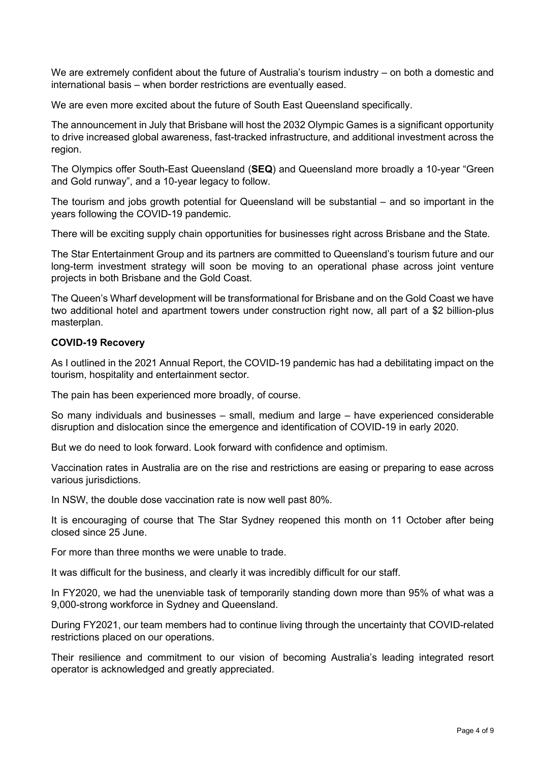We are extremely confident about the future of Australia's tourism industry – on both a domestic and international basis – when border restrictions are eventually eased.

We are even more excited about the future of South East Queensland specifically.

The announcement in July that Brisbane will host the 2032 Olympic Games is a significant opportunity to drive increased global awareness, fast-tracked infrastructure, and additional investment across the region.

The Olympics offer South-East Queensland (**SEQ**) and Queensland more broadly a 10-year "Green and Gold runway", and a 10-year legacy to follow.

The tourism and jobs growth potential for Queensland will be substantial – and so important in the years following the COVID-19 pandemic.

There will be exciting supply chain opportunities for businesses right across Brisbane and the State.

The Star Entertainment Group and its partners are committed to Queensland's tourism future and our long-term investment strategy will soon be moving to an operational phase across joint venture projects in both Brisbane and the Gold Coast.

The Queen's Wharf development will be transformational for Brisbane and on the Gold Coast we have two additional hotel and apartment towers under construction right now, all part of a $2 billion-plus masterplan.

**COVID-19 Recovery**

As I outlined in the 2021 Annual Report, the COVID-19 pandemic has had a debilitating impact on the tourism, hospitality and entertainment sector.

The pain has been experienced more broadly, of course.

So many individuals and businesses – small, medium and large – have experienced considerable disruption and dislocation since the emergence and identification of COVID-19 in early 2020.

But we do need to look forward. Look forward with confidence and optimism.

Vaccination rates in Australia are on the rise and restrictions are easing or preparing to ease across various jurisdictions.

In NSW, the double dose vaccination rate is now well past 80%.

It is encouraging of course that The Star Sydney reopened this month on 11 October after being closed since 25 June.

For more than three months we were unable to trade.

It was difficult for the business, and clearly it was incredibly difficult for our staff.

In FY2020, we had the unenviable task of temporarily standing down more than 95% of what was a 9,000-strong workforce in Sydney and Queensland.

During FY2021, our team members had to continue living through the uncertainty that COVID-related restrictions placed on our operations.

Their resilience and commitment to our vision of becoming Australia's leading integrated resort operator is acknowledged and greatly appreciated.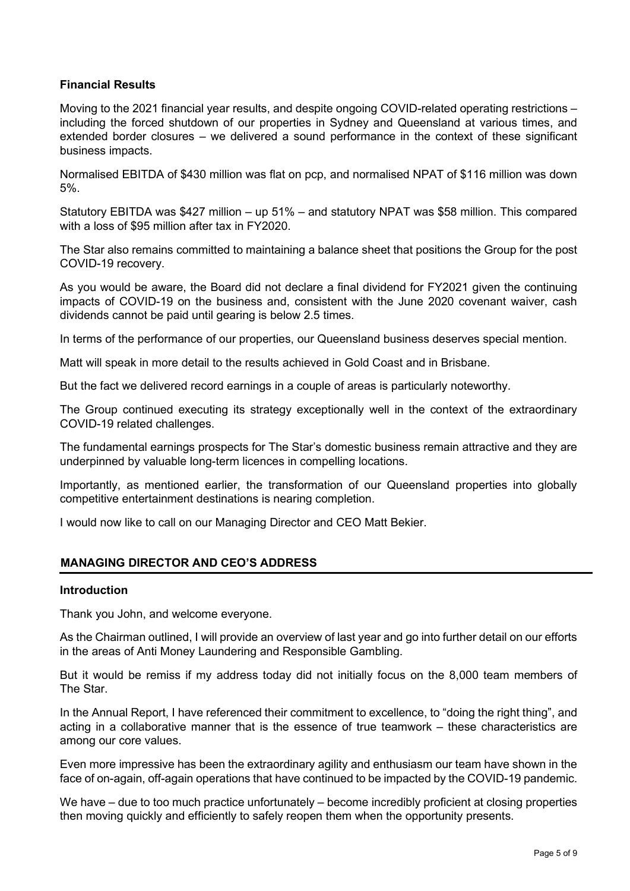### Financial Results

Moving to the 2021 financial year results, and despite ongoing COVID-related operating restrictions – including the forced shutdown of our properties in Sydney and Queensland at various times, and extended border closures – we delivered a sound performance in the context of these significant business impacts.

Normalised EBITDA of $430 million was flat on pcp, and normalised NPAT of $116 million was down 5%.

Statutory EBITDA was $427 million – up 51% – and statutory NPAT was $58 million. This compared with a loss of $95 million after tax in FY2020.

The Star also remains committed to maintaining a balance sheet that positions the Group for the post COVID-19 recovery.

As you would be aware, the Board did not declare a final dividend for FY2021 given the continuing impacts of COVID-19 on the business and, consistent with the June 2020 covenant waiver, cash dividends cannot be paid until gearing is below 2.5 times.

In terms of the performance of our properties, our Queensland business deserves special mention.

Matt will speak in more detail to the results achieved in Gold Coast and in Brisbane.

But the fact we delivered record earnings in a couple of areas is particularly noteworthy.

The Group continued executing its strategy exceptionally well in the context of the extraordinary COVID-19 related challenges.

The fundamental earnings prospects for The Star's domestic business remain attractive and they are underpinned by valuable long-term licences in compelling locations.

Importantly, as mentioned earlier, the transformation of our Queensland properties into globally competitive entertainment destinations is nearing completion.

I would now like to call on our Managing Director and CEO Matt Bekier.

## MANAGING DIRECTOR AND CEO'S ADDRESS

### Introduction

Thank you John, and welcome everyone.

As the Chairman outlined, I will provide an overview of last year and go into further detail on our efforts in the areas of Anti Money Laundering and Responsible Gambling.

But it would be remiss if my address today did not initially focus on the 8,000 team members of The Star.

In the Annual Report, I have referenced their commitment to excellence, to "doing the right thing", and acting in a collaborative manner that is the essence of true teamwork – these characteristics are among our core values.

Even more impressive has been the extraordinary agility and enthusiasm our team have shown in the face of on-again, off-again operations that have continued to be impacted by the COVID-19 pandemic.

We have – due to too much practice unfortunately – become incredibly proficient at closing properties then moving quickly and efficiently to safely reopen them when the opportunity presents.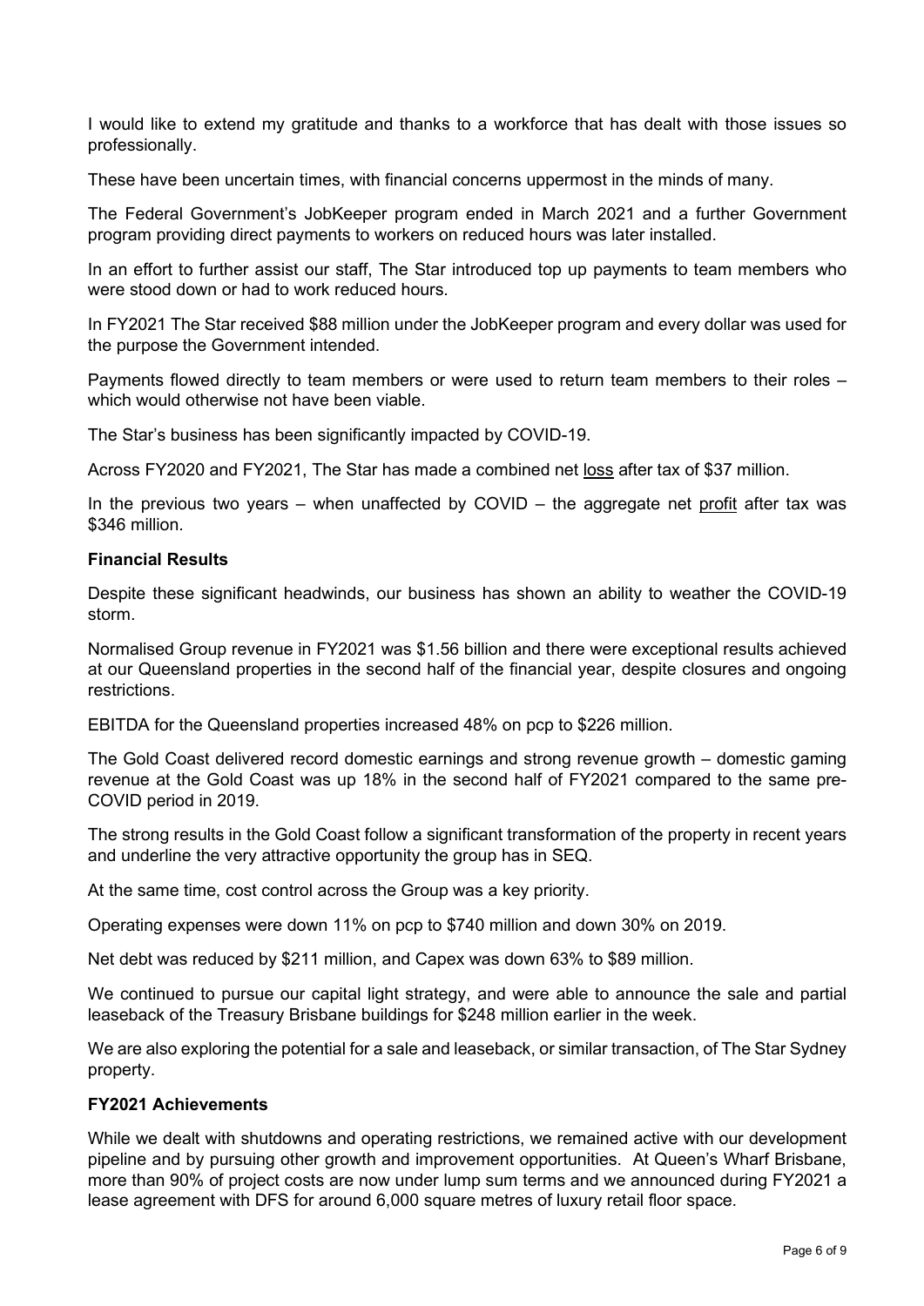I would like to extend my gratitude and thanks to a workforce that has dealt with those issues so professionally.

These have been uncertain times, with financial concerns uppermost in the minds of many.

The Federal Government's JobKeeper program ended in March 2021 and a further Government program providing direct payments to workers on reduced hours was later installed.

In an effort to further assist our staff, The Star introduced top up payments to team members who were stood down or had to work reduced hours.

In FY2021 The Star received $88 million under the JobKeeper program and every dollar was used for the purpose the Government intended.

Payments flowed directly to team members or were used to return team members to their roles – which would otherwise not have been viable.

The Star's business has been significantly impacted by COVID-19.

Across FY2020 and FY2021, The Star has made a combined net <u>loss</u> after tax of $37 million.

In the previous two years – when unaffected by COVID – the aggregate net <u>profit</u> after tax was $346 million.

**Financial Results**

Despite these significant headwinds, our business has shown an ability to weather the COVID-19 storm.

Normalised Group revenue in FY2021 was $1.56 billion and there were exceptional results achieved at our Queensland properties in the second half of the financial year, despite closures and ongoing restrictions.

EBITDA for the Queensland properties increased 48% on pcp to $226 million.

The Gold Coast delivered record domestic earnings and strong revenue growth – domestic gaming revenue at the Gold Coast was up 18% in the second half of FY2021 compared to the same pre-COVID period in 2019.

The strong results in the Gold Coast follow a significant transformation of the property in recent years and underline the very attractive opportunity the group has in SEQ.

At the same time, cost control across the Group was a key priority.

Operating expenses were down 11% on pcp to $740 million and down 30% on 2019.

Net debt was reduced by $211 million, and Capex was down 63% to $89 million.

We continued to pursue our capital light strategy, and were able to announce the sale and partial leaseback of the Treasury Brisbane buildings for $248 million earlier in the week.

We are also exploring the potential for a sale and leaseback, or similar transaction, of The Star Sydney property.

**FY2021 Achievements**

While we dealt with shutdowns and operating restrictions, we remained active with our development pipeline and by pursuing other growth and improvement opportunities. At Queen's Wharf Brisbane, more than 90% of project costs are now under lump sum terms and we announced during FY2021 a lease agreement with DFS for around 6,000 square metres of luxury retail floor space.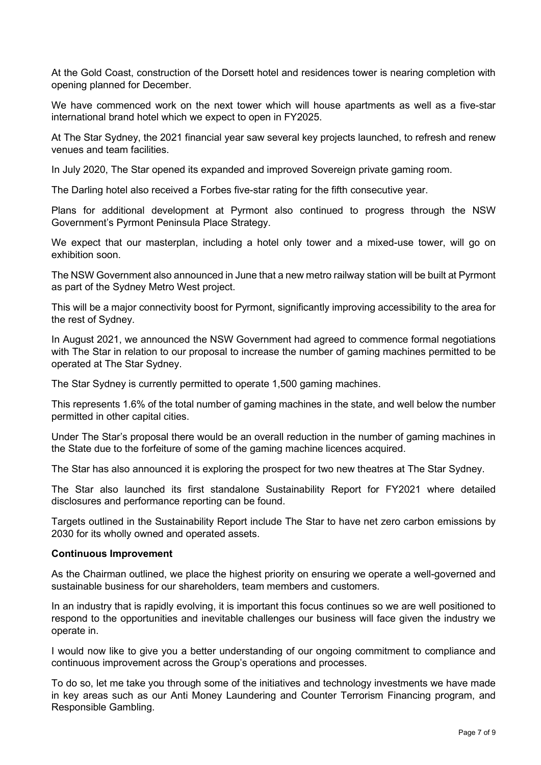At the Gold Coast, construction of the Dorsett hotel and residences tower is nearing completion with opening planned for December.

We have commenced work on the next tower which will house apartments as well as a five-star international brand hotel which we expect to open in FY2025.

At The Star Sydney, the 2021 financial year saw several key projects launched, to refresh and renew venues and team facilities.

In July 2020, The Star opened its expanded and improved Sovereign private gaming room.

The Darling hotel also received a Forbes five-star rating for the fifth consecutive year.

Plans for additional development at Pyrmont also continued to progress through the NSW Government's Pyrmont Peninsula Place Strategy.

We expect that our masterplan, including a hotel only tower and a mixed-use tower, will go on exhibition soon.

The NSW Government also announced in June that a new metro railway station will be built at Pyrmont as part of the Sydney Metro West project.

This will be a major connectivity boost for Pyrmont, significantly improving accessibility to the area for the rest of Sydney.

In August 2021, we announced the NSW Government had agreed to commence formal negotiations with The Star in relation to our proposal to increase the number of gaming machines permitted to be operated at The Star Sydney.

The Star Sydney is currently permitted to operate 1,500 gaming machines.

This represents 1.6% of the total number of gaming machines in the state, and well below the number permitted in other capital cities.

Under The Star's proposal there would be an overall reduction in the number of gaming machines in the State due to the forfeiture of some of the gaming machine licences acquired.

The Star has also announced it is exploring the prospect for two new theatres at The Star Sydney.

The Star also launched its first standalone Sustainability Report for FY2021 where detailed disclosures and performance reporting can be found.

Targets outlined in the Sustainability Report include The Star to have net zero carbon emissions by 2030 for its wholly owned and operated assets.

**Continuous Improvement**

As the Chairman outlined, we place the highest priority on ensuring we operate a well-governed and sustainable business for our shareholders, team members and customers.

In an industry that is rapidly evolving, it is important this focus continues so we are well positioned to respond to the opportunities and inevitable challenges our business will face given the industry we operate in.

I would now like to give you a better understanding of our ongoing commitment to compliance and continuous improvement across the Group's operations and processes.

To do so, let me take you through some of the initiatives and technology investments we have made in key areas such as our Anti Money Laundering and Counter Terrorism Financing program, and Responsible Gambling.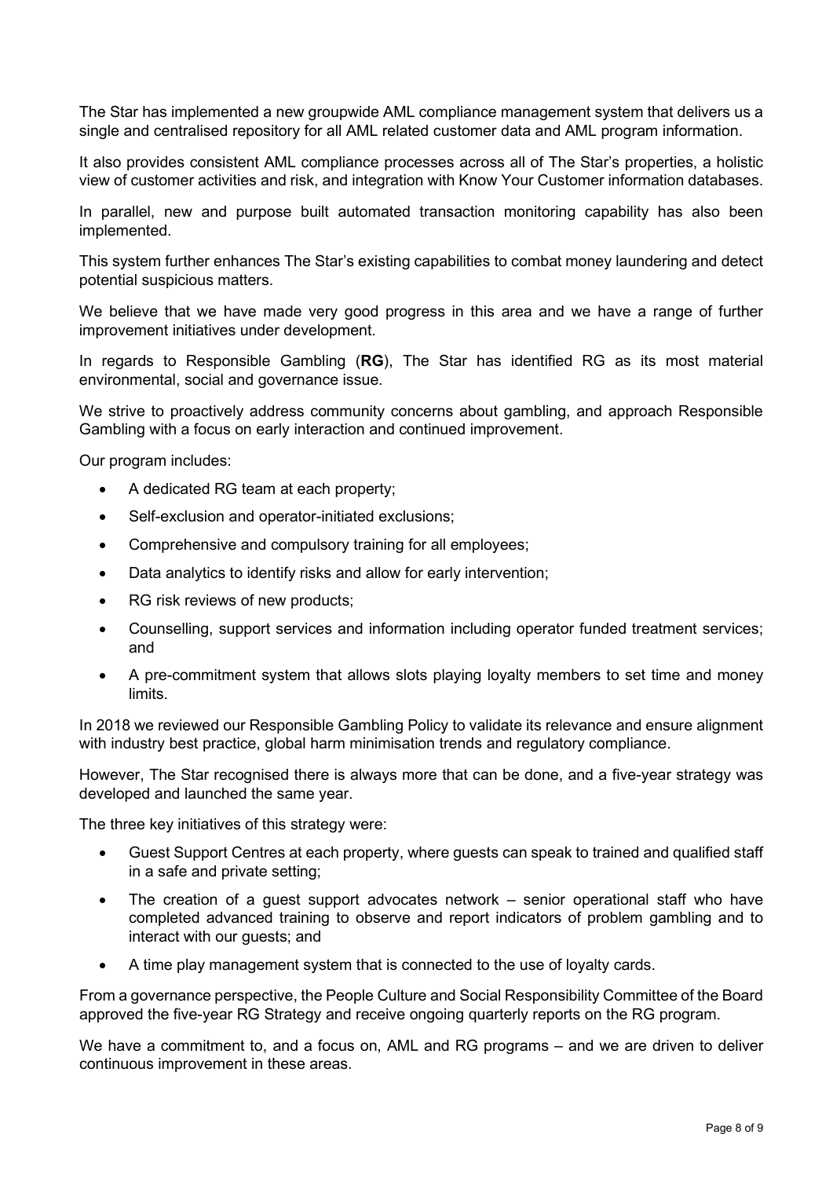The Star has implemented a new groupwide AML compliance management system that delivers us a single and centralised repository for all AML related customer data and AML program information.

It also provides consistent AML compliance processes across all of The Star's properties, a holistic view of customer activities and risk, and integration with Know Your Customer information databases.

In parallel, new and purpose built automated transaction monitoring capability has also been implemented.

This system further enhances The Star's existing capabilities to combat money laundering and detect potential suspicious matters.

We believe that we have made very good progress in this area and we have a range of further improvement initiatives under development.

In regards to Responsible Gambling (**RG**), The Star has identified RG as its most material environmental, social and governance issue.

We strive to proactively address community concerns about gambling, and approach Responsible Gambling with a focus on early interaction and continued improvement.

Our program includes:

- A dedicated RG team at each property;
- Self-exclusion and operator-initiated exclusions;
- Comprehensive and compulsory training for all employees;
- Data analytics to identify risks and allow for early intervention;
- RG risk reviews of new products;
- Counselling, support services and information including operator funded treatment services; and
- A pre-commitment system that allows slots playing loyalty members to set time and money limits.

In 2018 we reviewed our Responsible Gambling Policy to validate its relevance and ensure alignment with industry best practice, global harm minimisation trends and regulatory compliance.

However, The Star recognised there is always more that can be done, and a five-year strategy was developed and launched the same year.

The three key initiatives of this strategy were:

- Guest Support Centres at each property, where guests can speak to trained and qualified staff in a safe and private setting;
- The creation of a guest support advocates network – senior operational staff who have completed advanced training to observe and report indicators of problem gambling and to interact with our guests; and
- A time play management system that is connected to the use of loyalty cards.

From a governance perspective, the People Culture and Social Responsibility Committee of the Board approved the five-year RG Strategy and receive ongoing quarterly reports on the RG program.

We have a commitment to, and a focus on, AML and RG programs – and we are driven to deliver continuous improvement in these areas.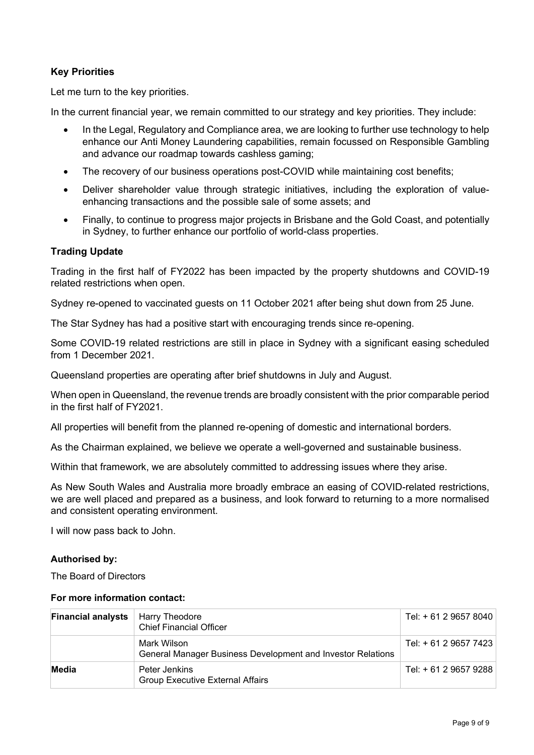## Key Priorities

Let me turn to the key priorities.

In the current financial year, we remain committed to our strategy and key priorities. They include:

- In the Legal, Regulatory and Compliance area, we are looking to further use technology to help enhance our Anti Money Laundering capabilities, remain focussed on Responsible Gambling and advance our roadmap towards cashless gaming;
- The recovery of our business operations post-COVID while maintaining cost benefits;
- Deliver shareholder value through strategic initiatives, including the exploration of value-enhancing transactions and the possible sale of some assets; and
- Finally, to continue to progress major projects in Brisbane and the Gold Coast, and potentially in Sydney, to further enhance our portfolio of world-class properties.

## Trading Update

Trading in the first half of FY2022 has been impacted by the property shutdowns and COVID-19 related restrictions when open.

Sydney re-opened to vaccinated guests on 11 October 2021 after being shut down from 25 June.

The Star Sydney has had a positive start with encouraging trends since re-opening.

Some COVID-19 related restrictions are still in place in Sydney with a significant easing scheduled from 1 December 2021.

Queensland properties are operating after brief shutdowns in July and August.

When open in Queensland, the revenue trends are broadly consistent with the prior comparable period in the first half of FY2021.

All properties will benefit from the planned re-opening of domestic and international borders.

As the Chairman explained, we believe we operate a well-governed and sustainable business.

Within that framework, we are absolutely committed to addressing issues where they arise.

As New South Wales and Australia more broadly embrace an easing of COVID-related restrictions, we are well placed and prepared as a business, and look forward to returning to a more normalised and consistent operating environment.

I will now pass back to John.

**Authorised by:**

The Board of Directors

**For more information contact:**

| | | |
|---|---|---|
| **Financial analysts** | Harry Theodore<br>Chief Financial Officer | Tel: + 61 2 9657 8040 |
| | Mark Wilson<br>General Manager Business Development and Investor Relations | Tel: + 61 2 9657 7423 |
| **Media** | Peter Jenkins<br>Group Executive External Affairs | Tel: + 61 2 9657 9288 |